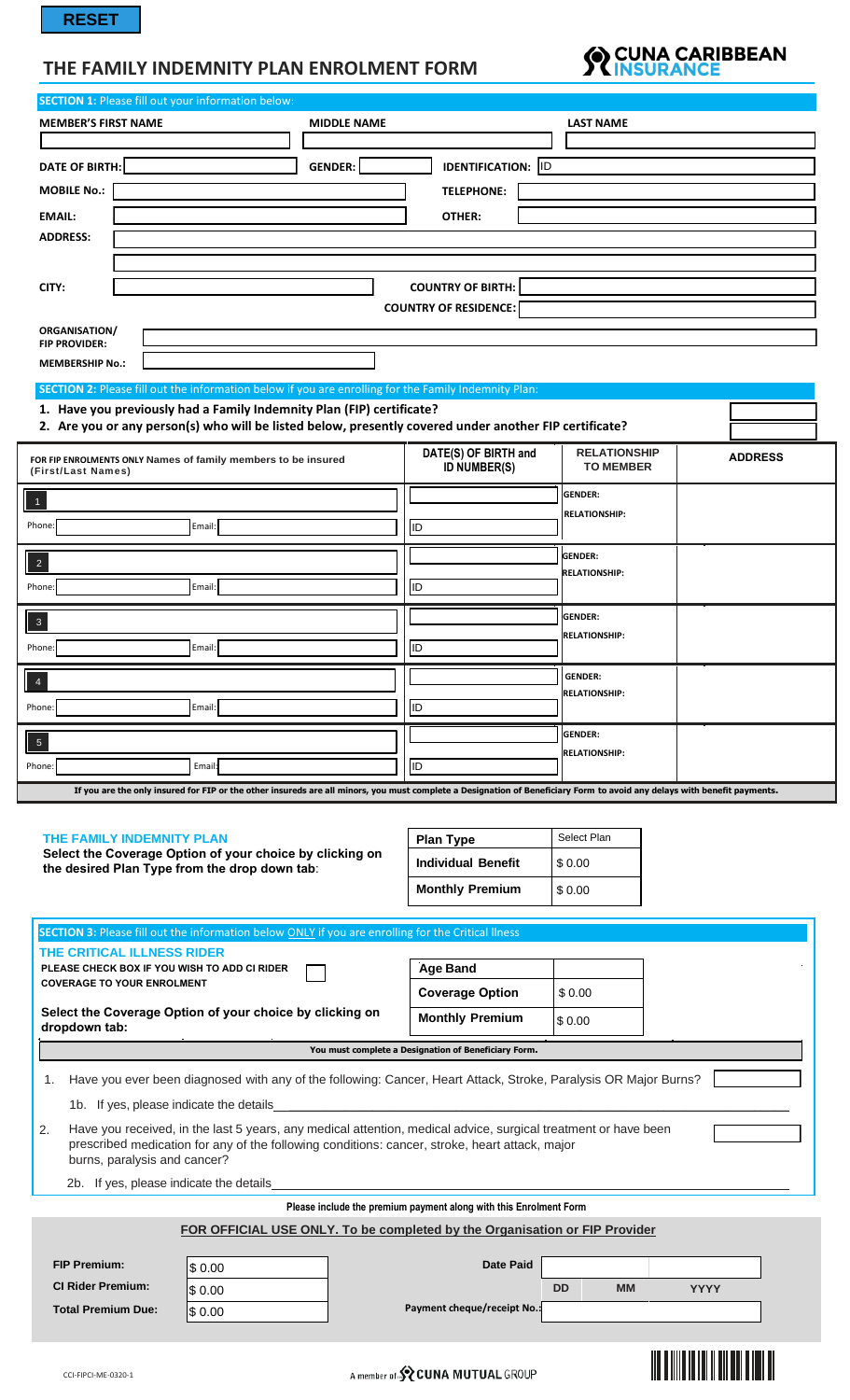RESET

# THE FAMILY INDEMNITY PLAN ENROLMENT FORM

CUNA CARIBBEAN INSURANCE

**SECTION 1:** Please fill out your information below:

| MEMBER'S FIRST NAME | MIDDLE NAME | LAST NAME |
|---|---|---|
| | | |

**DATE OF BIRTH:** **GENDER:** **IDENTIFICATION:** ID

**MOBILE No.:** **TELEPHONE:**

**EMAIL:** **OTHER:**

**ADDRESS:**

**CITY:** **COUNTRY OF BIRTH:**

**COUNTRY OF RESIDENCE:**

**ORGANISATION/ FIP PROVIDER:**

**MEMBERSHIP No.:**

**SECTION 2:** Please fill out the information below if you are enrolling for the Family Indemnity Plan:

1. **Have you previously had a Family Indemnity Plan (FIP) certificate?**
2. **Are you or any person(s) who will be listed below, presently covered under another FIP certificate?**

| FOR FIP ENROLMENTS ONLY Names of family members to be insured (First/Last Names) | DATE(S) OF BIRTH and ID NUMBER(S) | RELATIONSHIP TO MEMBER | ADDRESS |
|---|---|---|---|
| 1 Phone: Email: | ID | GENDER: RELATIONSHIP: | |
| 2 Phone: Email: | ID | GENDER: RELATIONSHIP: | |
| 3 Phone: Email: | ID | GENDER: RELATIONSHIP: | |
| 4 Phone: Email: | ID | GENDER: RELATIONSHIP: | |
| 5 Phone: Email: | ID | GENDER: RELATIONSHIP: | |

**If you are the only insured for FIP or the other insureds are all minors, you must complete a Designation of Beneficiary Form to avoid any delays with benefit payments.**

**THE FAMILY INDEMNITY PLAN**

**Select the Coverage Option of your choice by clicking on the desired Plan Type from the drop down tab:**

| Plan Type | Select Plan |
|---|---|
| Individual Benefit | $ 0.00 |
| Monthly Premium | $ 0.00 |

**SECTION 3:** Please fill out the information below ONLY if you are enrolling for the Critical Illness

**THE CRITICAL ILLNESS RIDER**

**PLEASE CHECK BOX IF YOU WISH TO ADD CI RIDER COVERAGE TO YOUR ENROLMENT**

**Select the Coverage Option of your choice by clicking on dropdown tab:**

| Age Band | |
|---|---|
| Coverage Option | $ 0.00 |
| Monthly Premium | $ 0.00 |

**You must complete a Designation of Beneficiary Form.**

1. Have you ever been diagnosed with any of the following: Cancer, Heart Attack, Stroke, Paralysis OR Major Burns?

   1b. If yes, please indicate the details\_\_\_\_\_\_\_\_\_\_\_\_\_\_\_\_\_\_\_\_

2. Have you received, in the last 5 years, any medical attention, medical advice, surgical treatment or have been prescribed medication for any of the following conditions: cancer, stroke, heart attack, major burns, paralysis and cancer?

   2b. If yes, please indicate the details\_\_\_\_\_\_\_\_\_\_\_\_\_\_\_\_\_\_\_\_

**Please include the premium payment along with this Enrolment Form**

**FOR OFFICIAL USE ONLY. To be completed by the Organisation or FIP Provider**

| | | | |
|---|---|---|---|
| **FIP Premium:** | $ 0.00 | **Date Paid** | DD MM YYYY |
| **CI Rider Premium:** | $ 0.00 | | |
| **Total Premium Due:** | $ 0.00 | **Payment cheque/receipt No.:** | |

CCI-FIPCI-ME-0320-1

A member of CUNA MUTUAL GROUP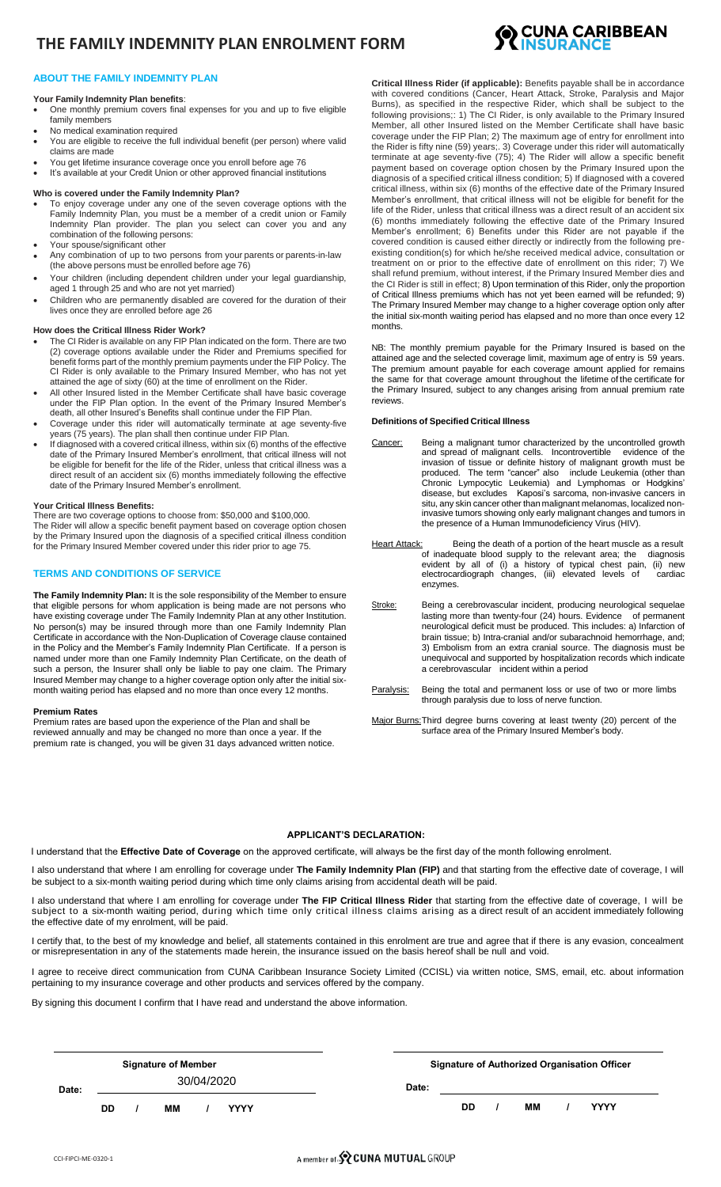# THE FAMILY INDEMNITY PLAN ENROLMENT FORM

CUNA CARIBBEAN INSURANCE

## ABOUT THE FAMILY INDEMNITY PLAN

### Your Family Indemnity Plan benefits:

- One monthly premium covers final expenses for you and up to five eligible family members
- No medical examination required
- You are eligible to receive the full individual benefit (per person) where valid claims are made
- You get lifetime insurance coverage once you enroll before age 76
- It's available at your Credit Union or other approved financial institutions

### Who is covered under the Family Indemnity Plan?

- To enjoy coverage under any one of the seven coverage options with the Family Indemnity Plan, you must be a member of a credit union or Family Indemnity Plan provider. The plan you select can cover you and any combination of the following persons:
- Your spouse/significant other
- Any combination of up to two persons from your parents or parents-in-law (the above persons must be enrolled before age 76)
- Your children (including dependent children under your legal guardianship, aged 1 through 25 and who are not yet married)
- Children who are permanently disabled are covered for the duration of their lives once they are enrolled before age 26

### How does the Critical Illness Rider Work?

- The CI Rider is available on any FIP Plan indicated on the form. There are two (2) coverage options available under the Rider and Premiums specified for benefit forms part of the monthly premium payments under the FIP Policy. The CI Rider is only available to the Primary Insured Member, who has not yet attained the age of sixty (60) at the time of enrollment on the Rider.
- All other Insured listed in the Member Certificate shall have basic coverage under the FIP Plan option. In the event of the Primary Insured Member's death, all other Insured's Benefits shall continue under the FIP Plan.
- Coverage under this rider will automatically terminate at age seventy-five years (75 years). The plan shall then continue under FIP Plan.
- If diagnosed with a covered critical illness, within six (6) months of the effective date of the Primary Insured Member's enrollment, that critical illness will not be eligible for benefit for the life of the Rider, unless that critical illness was a direct result of an accident six (6) months immediately following the effective date of the Primary Insured Member's enrollment.

### Your Critical Illness Benefits:

There are two coverage options to choose from: $50,000 and $100,000.
The Rider will allow a specific benefit payment based on coverage option chosen by the Primary Insured upon the diagnosis of a specified critical illness condition for the Primary Insured Member covered under this rider prior to age 75.

## TERMS AND CONDITIONS OF SERVICE

**The Family Indemnity Plan:** It is the sole responsibility of the Member to ensure that eligible persons for whom application is being made are not persons who have existing coverage under The Family Indemnity Plan at any other Institution. No person(s) may be insured through more than one Family Indemnity Plan Certificate in accordance with the Non-Duplication of Coverage clause contained in the Policy and the Member's Family Indemnity Plan Certificate. If a person is named under more than one Family Indemnity Plan Certificate, on the death of such a person, the Insurer shall only be liable to pay one claim. The Primary Insured Member may change to a higher coverage option only after the initial six-month waiting period has elapsed and no more than once every 12 months.

### Premium Rates

Premium rates are based upon the experience of the Plan and shall be reviewed annually and may be changed no more than once a year. If the premium rate is changed, you will be given 31 days advanced written notice.

**Critical Illness Rider (if applicable):** Benefits payable shall be in accordance with covered conditions (Cancer, Heart Attack, Stroke, Paralysis and Major Burns), as specified in the respective Rider, which shall be subject to the following provisions;: 1) The CI Rider, is only available to the Primary Insured Member, all other Insured listed on the Member Certificate shall have basic coverage under the FIP Plan; 2) The maximum age of entry for enrollment into the Rider is fifty nine (59) years;. 3) Coverage under this rider will automatically terminate at age seventy-five (75); 4) The Rider will allow a specific benefit payment based on coverage option chosen by the Primary Insured upon the diagnosis of a specified critical illness condition; 5) If diagnosed with a covered critical illness, within six (6) months of the effective date of the Primary Insured Member's enrollment, that critical illness will not be eligible for benefit for the life of the Rider, unless that critical illness was a direct result of an accident six (6) months immediately following the effective date of the Primary Insured Member's enrollment; 6) Benefits under this Rider are not payable if the covered condition is caused either directly or indirectly from the following pre-existing condition(s) for which he/she received medical advice, consultation or treatment on or prior to the effective date of enrollment on this rider; 7) We shall refund premium, without interest, if the Primary Insured Member dies and the CI Rider is still in effect; 8) Upon termination of this Rider, only the proportion of Critical Illness premiums which has not yet been earned will be refunded; 9) The Primary Insured Member may change to a higher coverage option only after the initial six-month waiting period has elapsed and no more than once every 12 months.

NB: The monthly premium payable for the Primary Insured is based on the attained age and the selected coverage limit, maximum age of entry is 59 years. The premium amount payable for each coverage amount applied for remains the same for that coverage amount throughout the lifetime of the certificate for the Primary Insured, subject to any changes arising from annual premium rate reviews.

### Definitions of Specified Critical Illness

Cancer: Being a malignant tumor characterized by the uncontrolled growth and spread of malignant cells. Incontrovertible evidence of the invasion of tissue or definite history of malignant growth must be produced. The term "cancer" also include Leukemia (other than Chronic Lympocytic Leukemia) and Lymphomas or Hodgkins' disease, but excludes Kaposi's sarcoma, non-invasive cancers in situ, any skin cancer other than malignant melanomas, localized non-invasive tumors showing only early malignant changes and tumors in the presence of a Human Immunodeficiency Virus (HIV).

Heart Attack: Being the death of a portion of the heart muscle as a result of inadequate blood supply to the relevant area; the diagnosis evident by all of (i) a history of typical chest pain, (ii) new electrocardiograph changes, (iii) elevated levels of cardiac enzymes.

Stroke: Being a cerebrovascular incident, producing neurological sequelae lasting more than twenty-four (24) hours. Evidence of permanent neurological deficit must be produced. This includes: a) Infarction of brain tissue; b) Intra-cranial and/or subarachnoid hemorrhage, and; 3) Embolism from an extra cranial source. The diagnosis must be unequivocal and supported by hospitalization records which indicate a cerebrovascular incident within a period

Paralysis: Being the total and permanent loss or use of two or more limbs through paralysis due to loss of nerve function.

Major Burns: Third degree burns covering at least twenty (20) percent of the surface area of the Primary Insured Member's body.

## APPLICANT'S DECLARATION:

I understand that the **Effective Date of Coverage** on the approved certificate, will always be the first day of the month following enrolment.

I also understand that where I am enrolling for coverage under **The Family Indemnity Plan (FIP)** and that starting from the effective date of coverage, I will be subject to a six-month waiting period during which time only claims arising from accidental death will be paid.

I also understand that where I am enrolling for coverage under **The FIP Critical Illness Rider** that starting from the effective date of coverage, I will be subject to a six-month waiting period, during which time only critical illness claims arising as a direct result of an accident immediately following the effective date of my enrolment, will be paid.

I certify that, to the best of my knowledge and belief, all statements contained in this enrolment are true and agree that if there is any evasion, concealment or misrepresentation in any of the statements made herein, the insurance issued on the basis hereof shall be null and void.

I agree to receive direct communication from CUNA Caribbean Insurance Society Limited (CCISL) via written notice, SMS, email, etc. about information pertaining to my insurance coverage and other products and services offered by the company.

By signing this document I confirm that I have read and understand the above information.

**Signature of Member**

Date: 30/04/2020
DD / MM / YYYY

**Signature of Authorized Organisation Officer**

Date: ______________
DD / MM / YYYY

CCI-FIPCI-ME-0320-1

A member of CUNA MUTUAL GROUP